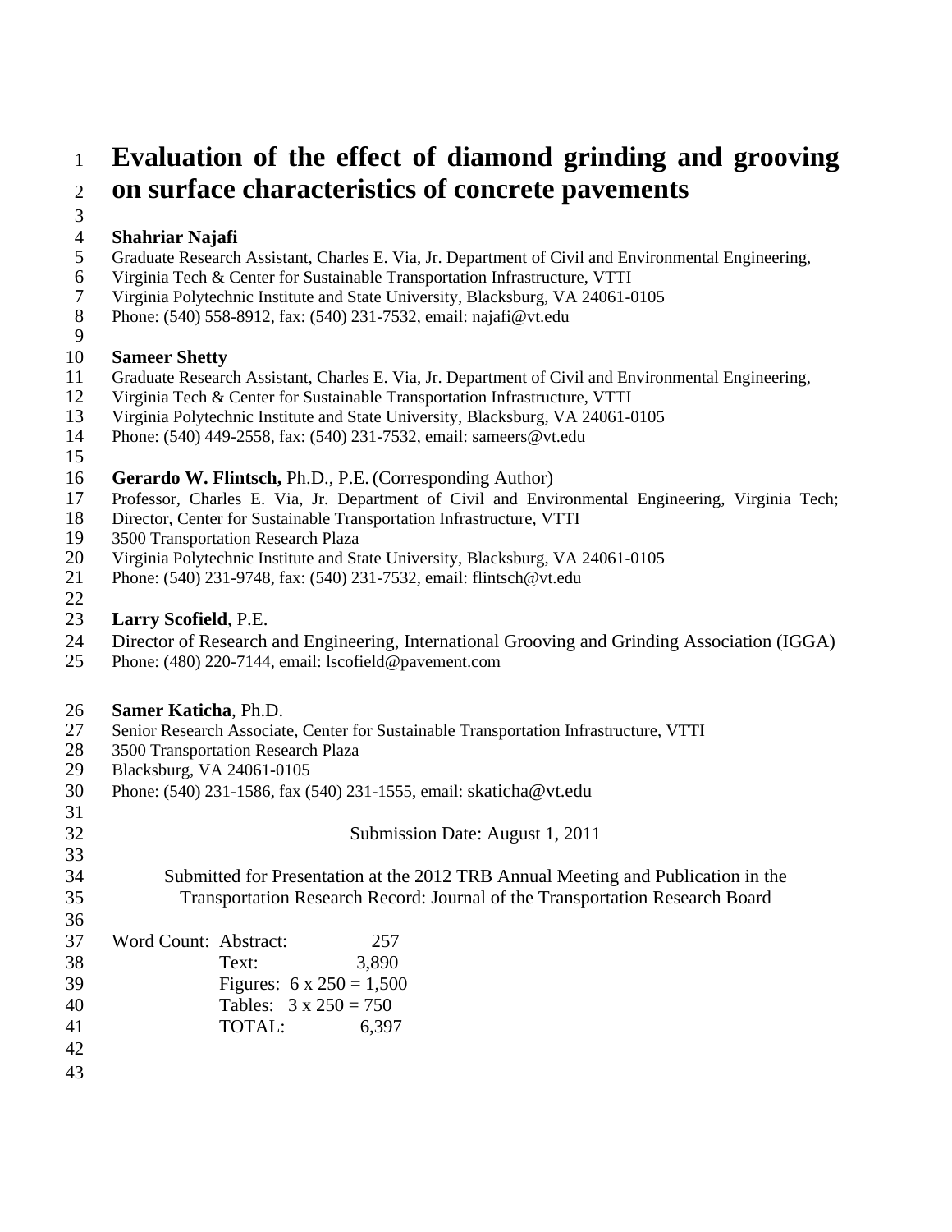# Evaluation of the effect of diamond grinding and grooving on surface characteristics of concrete pavements

**Shahriar Najafi**
Graduate Research Assistant, Charles E. Via, Jr. Department of Civil and Environmental Engineering,
Virginia Tech & Center for Sustainable Transportation Infrastructure, VTTI
Virginia Polytechnic Institute and State University, Blacksburg, VA 24061-0105
Phone: (540) 558-8912, fax: (540) 231-7532, email: najafi@vt.edu

**Sameer Shetty**
Graduate Research Assistant, Charles E. Via, Jr. Department of Civil and Environmental Engineering,
Virginia Tech & Center for Sustainable Transportation Infrastructure, VTTI
Virginia Polytechnic Institute and State University, Blacksburg, VA 24061-0105
Phone: (540) 449-2558, fax: (540) 231-7532, email: sameers@vt.edu

**Gerardo W. Flintsch,** Ph.D., P.E. (Corresponding Author)
Professor, Charles E. Via, Jr. Department of Civil and Environmental Engineering, Virginia Tech;
Director, Center for Sustainable Transportation Infrastructure, VTTI
3500 Transportation Research Plaza
Virginia Polytechnic Institute and State University, Blacksburg, VA 24061-0105
Phone: (540) 231-9748, fax: (540) 231-7532, email: flintsch@vt.edu

**Larry Scofield**, P.E.
Director of Research and Engineering, International Grooving and Grinding Association (IGGA)
Phone: (480) 220-7144, email: lscofield@pavement.com

**Samer Katicha**, Ph.D.
Senior Research Associate, Center for Sustainable Transportation Infrastructure, VTTI
3500 Transportation Research Plaza
Blacksburg, VA 24061-0105
Phone: (540) 231-1586, fax (540) 231-1555, email: skaticha@vt.edu

Submission Date: August 1, 2011

Submitted for Presentation at the 2012 TRB Annual Meeting and Publication in the
Transportation Research Record: Journal of the Transportation Research Board

Word Count:
- Abstract: 257
- Text: 3,890
- Figures: 6 x 250 = 1,500
- Tables: 3 x 250 = 750
- TOTAL: 6,397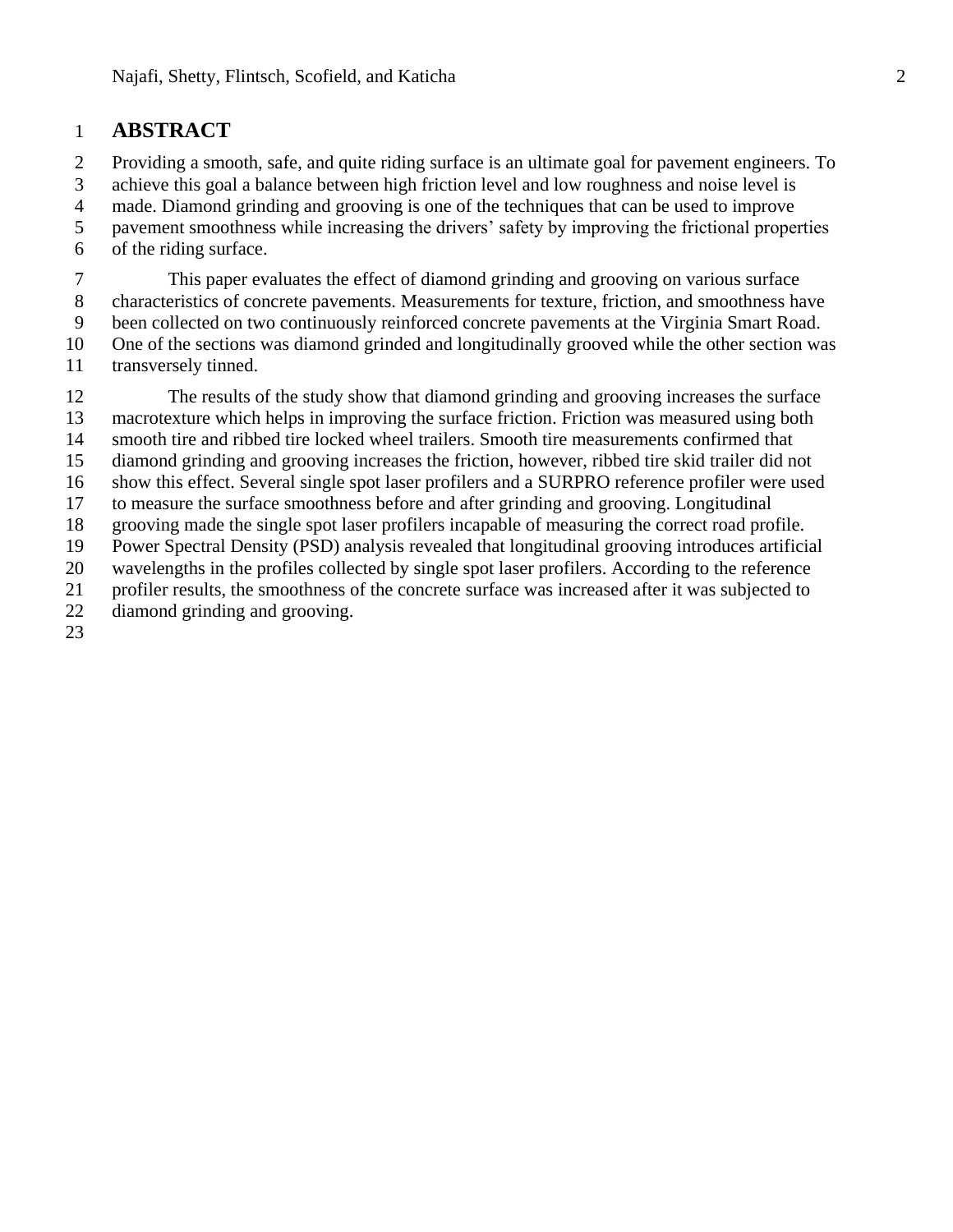# ABSTRACT

Providing a smooth, safe, and quite riding surface is an ultimate goal for pavement engineers. To achieve this goal a balance between high friction level and low roughness and noise level is made. Diamond grinding and grooving is one of the techniques that can be used to improve pavement smoothness while increasing the drivers' safety by improving the frictional properties of the riding surface.

This paper evaluates the effect of diamond grinding and grooving on various surface characteristics of concrete pavements. Measurements for texture, friction, and smoothness have been collected on two continuously reinforced concrete pavements at the Virginia Smart Road. One of the sections was diamond grinded and longitudinally grooved while the other section was transversely tinned.

The results of the study show that diamond grinding and grooving increases the surface macrotexture which helps in improving the surface friction. Friction was measured using both smooth tire and ribbed tire locked wheel trailers. Smooth tire measurements confirmed that diamond grinding and grooving increases the friction, however, ribbed tire skid trailer did not show this effect. Several single spot laser profilers and a SURPRO reference profiler were used to measure the surface smoothness before and after grinding and grooving. Longitudinal grooving made the single spot laser profilers incapable of measuring the correct road profile. Power Spectral Density (PSD) analysis revealed that longitudinal grooving introduces artificial wavelengths in the profiles collected by single spot laser profilers. According to the reference profiler results, the smoothness of the concrete surface was increased after it was subjected to diamond grinding and grooving.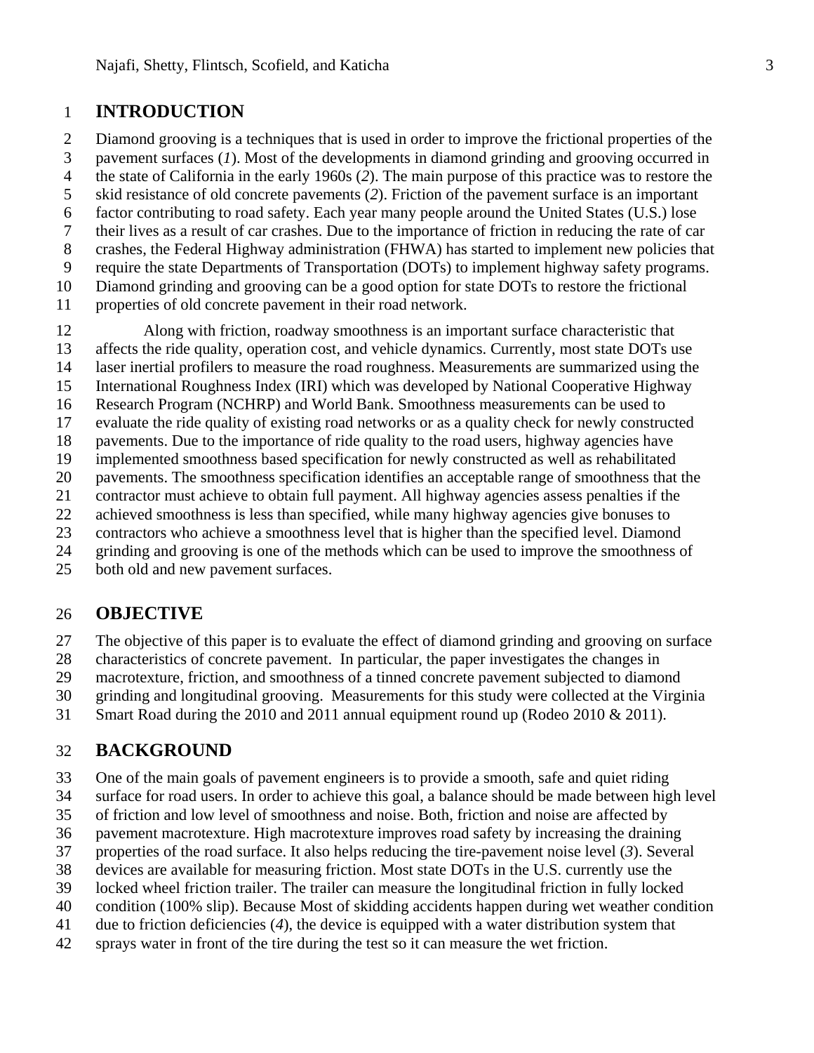# INTRODUCTION

Diamond grooving is a techniques that is used in order to improve the frictional properties of the pavement surfaces (*1*). Most of the developments in diamond grinding and grooving occurred in the state of California in the early 1960s (*2*). The main purpose of this practice was to restore the skid resistance of old concrete pavements (*2*). Friction of the pavement surface is an important factor contributing to road safety. Each year many people around the United States (U.S.) lose their lives as a result of car crashes. Due to the importance of friction in reducing the rate of car crashes, the Federal Highway administration (FHWA) has started to implement new policies that require the state Departments of Transportation (DOTs) to implement highway safety programs. Diamond grinding and grooving can be a good option for state DOTs to restore the frictional properties of old concrete pavement in their road network.

Along with friction, roadway smoothness is an important surface characteristic that affects the ride quality, operation cost, and vehicle dynamics. Currently, most state DOTs use laser inertial profilers to measure the road roughness. Measurements are summarized using the International Roughness Index (IRI) which was developed by National Cooperative Highway Research Program (NCHRP) and World Bank. Smoothness measurements can be used to evaluate the ride quality of existing road networks or as a quality check for newly constructed pavements. Due to the importance of ride quality to the road users, highway agencies have implemented smoothness based specification for newly constructed as well as rehabilitated pavements. The smoothness specification identifies an acceptable range of smoothness that the contractor must achieve to obtain full payment. All highway agencies assess penalties if the achieved smoothness is less than specified, while many highway agencies give bonuses to contractors who achieve a smoothness level that is higher than the specified level. Diamond grinding and grooving is one of the methods which can be used to improve the smoothness of both old and new pavement surfaces.

# OBJECTIVE

The objective of this paper is to evaluate the effect of diamond grinding and grooving on surface characteristics of concrete pavement. In particular, the paper investigates the changes in macrotexture, friction, and smoothness of a tinned concrete pavement subjected to diamond grinding and longitudinal grooving. Measurements for this study were collected at the Virginia Smart Road during the 2010 and 2011 annual equipment round up (Rodeo 2010 & 2011).

# BACKGROUND

One of the main goals of pavement engineers is to provide a smooth, safe and quiet riding surface for road users. In order to achieve this goal, a balance should be made between high level of friction and low level of smoothness and noise. Both, friction and noise are affected by pavement macrotexture. High macrotexture improves road safety by increasing the draining properties of the road surface. It also helps reducing the tire-pavement noise level (*3*). Several devices are available for measuring friction. Most state DOTs in the U.S. currently use the locked wheel friction trailer. The trailer can measure the longitudinal friction in fully locked condition (100% slip). Because Most of skidding accidents happen during wet weather condition due to friction deficiencies (*4*), the device is equipped with a water distribution system that sprays water in front of the tire during the test so it can measure the wet friction.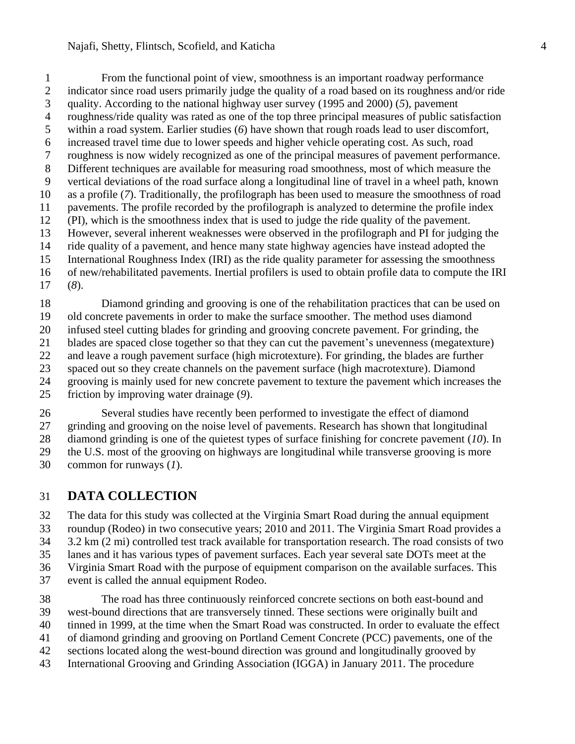From the functional point of view, smoothness is an important roadway performance indicator since road users primarily judge the quality of a road based on its roughness and/or ride quality. According to the national highway user survey (1995 and 2000) (*5*), pavement roughness/ride quality was rated as one of the top three principal measures of public satisfaction within a road system. Earlier studies (*6*) have shown that rough roads lead to user discomfort, increased travel time due to lower speeds and higher vehicle operating cost. As such, road roughness is now widely recognized as one of the principal measures of pavement performance. Different techniques are available for measuring road smoothness, most of which measure the vertical deviations of the road surface along a longitudinal line of travel in a wheel path, known as a profile (*7*). Traditionally, the profilograph has been used to measure the smoothness of road pavements. The profile recorded by the profilograph is analyzed to determine the profile index (PI), which is the smoothness index that is used to judge the ride quality of the pavement. However, several inherent weaknesses were observed in the profilograph and PI for judging the ride quality of a pavement, and hence many state highway agencies have instead adopted the International Roughness Index (IRI) as the ride quality parameter for assessing the smoothness of new/rehabilitated pavements. Inertial profilers is used to obtain profile data to compute the IRI (*8*).

Diamond grinding and grooving is one of the rehabilitation practices that can be used on old concrete pavements in order to make the surface smoother. The method uses diamond infused steel cutting blades for grinding and grooving concrete pavement. For grinding, the blades are spaced close together so that they can cut the pavement's unevenness (megatexture) and leave a rough pavement surface (high microtexture). For grinding, the blades are further spaced out so they create channels on the pavement surface (high macrotexture). Diamond grooving is mainly used for new concrete pavement to texture the pavement which increases the friction by improving water drainage (*9*).

Several studies have recently been performed to investigate the effect of diamond grinding and grooving on the noise level of pavements. Research has shown that longitudinal diamond grinding is one of the quietest types of surface finishing for concrete pavement (*10*). In the U.S. most of the grooving on highways are longitudinal while transverse grooving is more common for runways (*1*).

# DATA COLLECTION

The data for this study was collected at the Virginia Smart Road during the annual equipment roundup (Rodeo) in two consecutive years; 2010 and 2011. The Virginia Smart Road provides a 3.2 km (2 mi) controlled test track available for transportation research. The road consists of two lanes and it has various types of pavement surfaces. Each year several sate DOTs meet at the Virginia Smart Road with the purpose of equipment comparison on the available surfaces. This event is called the annual equipment Rodeo.

The road has three continuously reinforced concrete sections on both east-bound and west-bound directions that are transversely tinned. These sections were originally built and tinned in 1999, at the time when the Smart Road was constructed. In order to evaluate the effect of diamond grinding and grooving on Portland Cement Concrete (PCC) pavements, one of the sections located along the west-bound direction was ground and longitudinally grooved by International Grooving and Grinding Association (IGGA) in January 2011. The procedure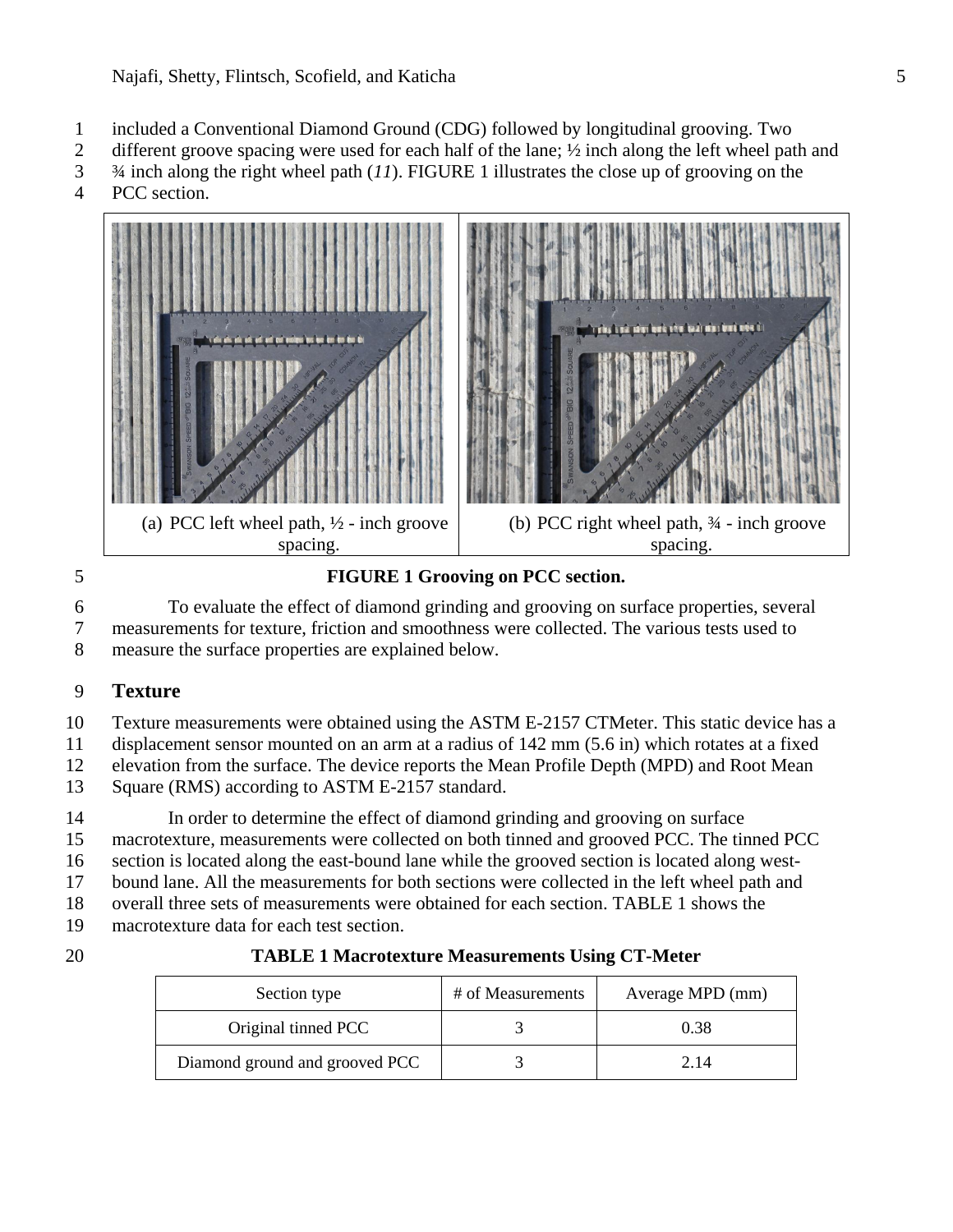included a Conventional Diamond Ground (CDG) followed by longitudinal grooving. Two different groove spacing were used for each half of the lane; ½ inch along the left wheel path and ¾ inch along the right wheel path (*11*). FIGURE 1 illustrates the close up of grooving on the PCC section.

(a) PCC left wheel path, ½ - inch groove spacing.

(b) PCC right wheel path, ¾ - inch groove spacing.

**FIGURE 1 Grooving on PCC section.**

To evaluate the effect of diamond grinding and grooving on surface properties, several measurements for texture, friction and smoothness were collected. The various tests used to measure the surface properties are explained below.

## Texture

Texture measurements were obtained using the ASTM E-2157 CTMeter. This static device has a displacement sensor mounted on an arm at a radius of 142 mm (5.6 in) which rotates at a fixed elevation from the surface. The device reports the Mean Profile Depth (MPD) and Root Mean Square (RMS) according to ASTM E-2157 standard.

In order to determine the effect of diamond grinding and grooving on surface macrotexture, measurements were collected on both tinned and grooved PCC. The tinned PCC section is located along the east-bound lane while the grooved section is located along west-bound lane. All the measurements for both sections were collected in the left wheel path and overall three sets of measurements were obtained for each section. TABLE 1 shows the macrotexture data for each test section.

**TABLE 1 Macrotexture Measurements Using CT-Meter**

| Section type | # of Measurements | Average MPD (mm) |
|---|---|---|
| Original tinned PCC | 3 | 0.38 |
| Diamond ground and grooved PCC | 3 | 2.14 |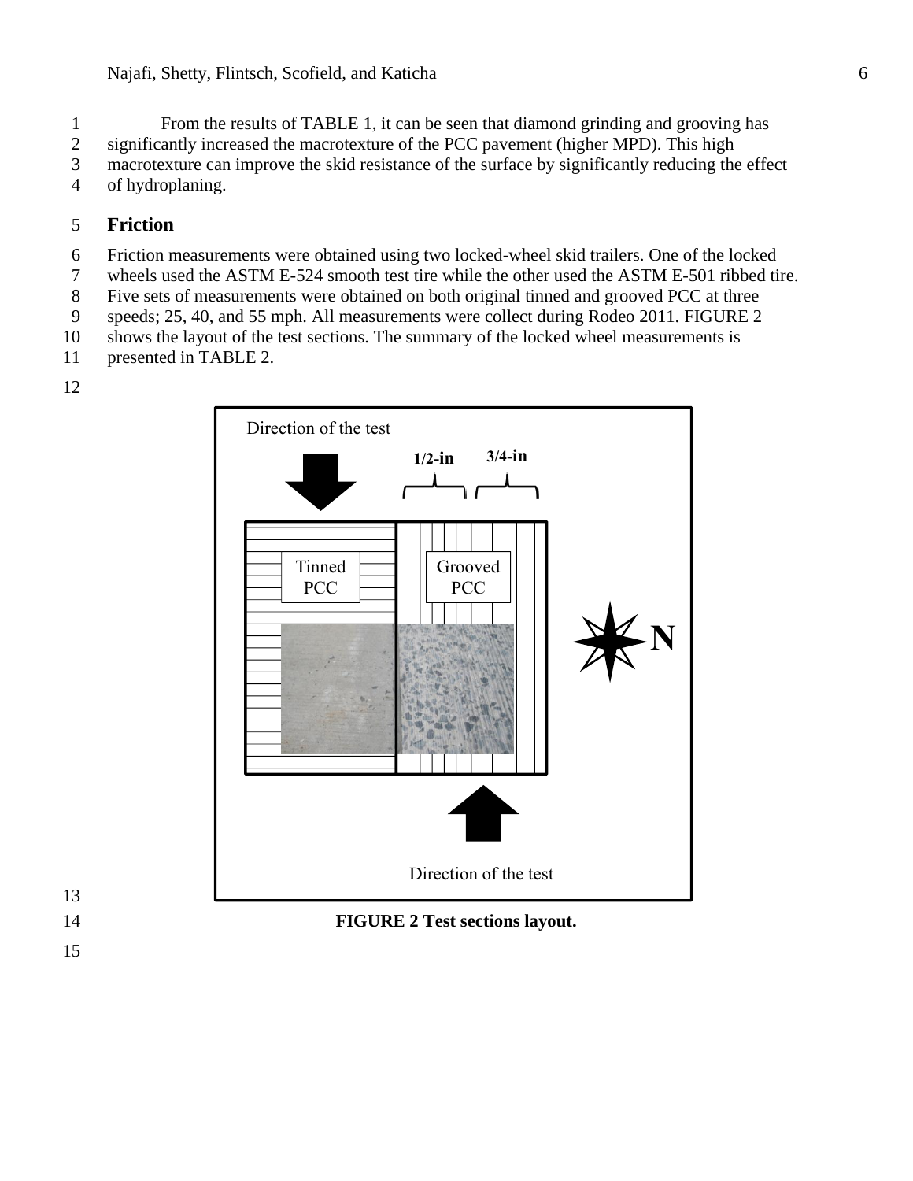From the results of TABLE 1, it can be seen that diamond grinding and grooving has significantly increased the macrotexture of the PCC pavement (higher MPD). This high macrotexture can improve the skid resistance of the surface by significantly reducing the effect of hydroplaning.

## Friction

Friction measurements were obtained using two locked-wheel skid trailers. One of the locked wheels used the ASTM E-524 smooth test tire while the other used the ASTM E-501 ribbed tire. Five sets of measurements were obtained on both original tinned and grooved PCC at three speeds; 25, 40, and 55 mph. All measurements were collect during Rodeo 2011. FIGURE 2 shows the layout of the test sections. The summary of the locked wheel measurements is presented in TABLE 2.

**FIGURE 2 Test sections layout.**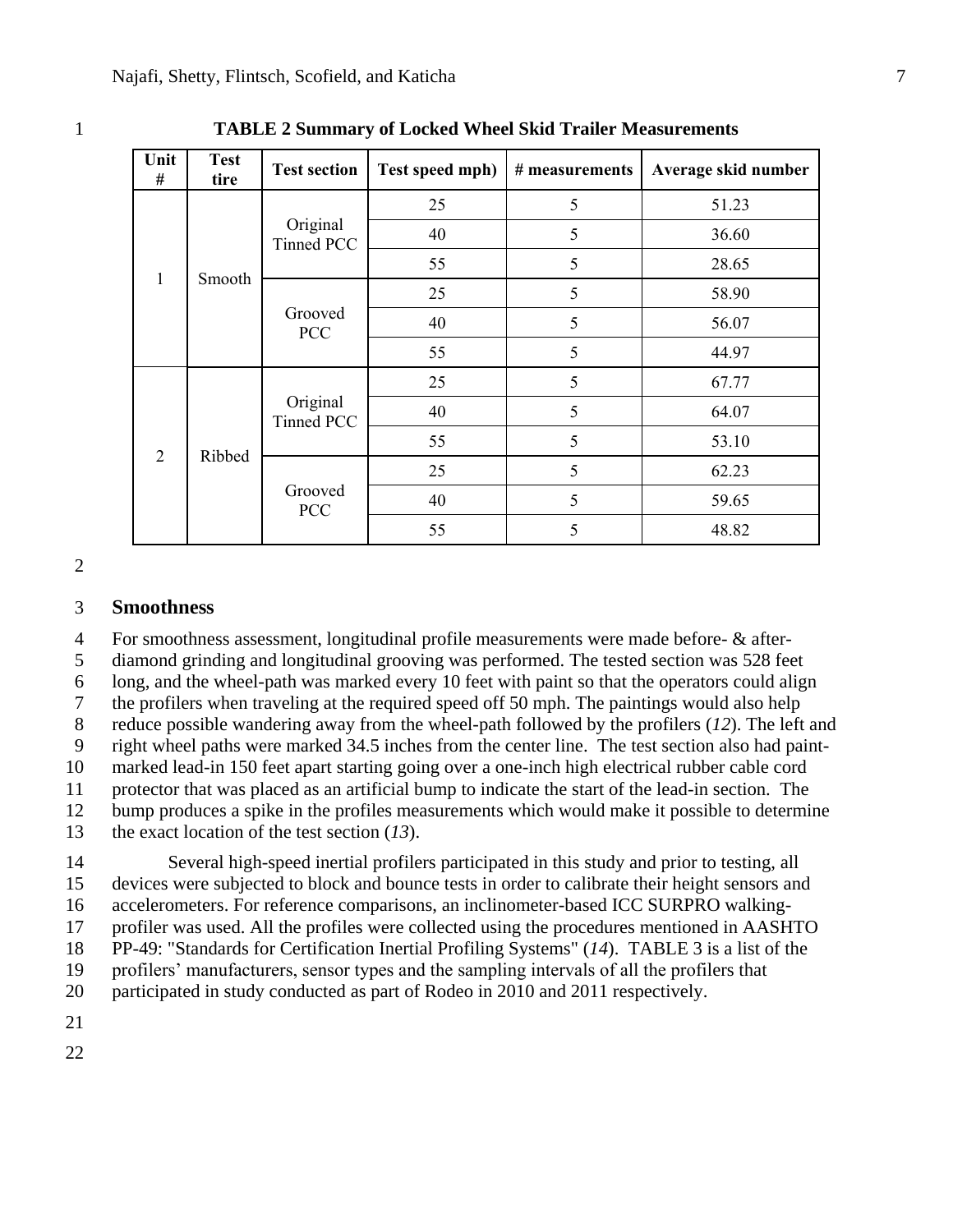**TABLE 2 Summary of Locked Wheel Skid Trailer Measurements**

| Unit # | Test tire | Test section | Test speed mph) | # measurements | Average skid number |
|---|---|---|---|---|---|
| 1 | Smooth | Original Tinned PCC | 25 | 5 | 51.23 |
| | | | 40 | 5 | 36.60 |
| | | | 55 | 5 | 28.65 |
| | | Grooved PCC | 25 | 5 | 58.90 |
| | | | 40 | 5 | 56.07 |
| | | | 55 | 5 | 44.97 |
| 2 | Ribbed | Original Tinned PCC | 25 | 5 | 67.77 |
| | | | 40 | 5 | 64.07 |
| | | | 55 | 5 | 53.10 |
| | | Grooved PCC | 25 | 5 | 62.23 |
| | | | 40 | 5 | 59.65 |
| | | | 55 | 5 | 48.82 |

## Smoothness

For smoothness assessment, longitudinal profile measurements were made before- & after-diamond grinding and longitudinal grooving was performed. The tested section was 528 feet long, and the wheel-path was marked every 10 feet with paint so that the operators could align the profilers when traveling at the required speed off 50 mph. The paintings would also help reduce possible wandering away from the wheel-path followed by the profilers (*12*). The left and right wheel paths were marked 34.5 inches from the center line. The test section also had paint-marked lead-in 150 feet apart starting going over a one-inch high electrical rubber cable cord protector that was placed as an artificial bump to indicate the start of the lead-in section. The bump produces a spike in the profiles measurements which would make it possible to determine the exact location of the test section (*13*).

Several high-speed inertial profilers participated in this study and prior to testing, all devices were subjected to block and bounce tests in order to calibrate their height sensors and accelerometers. For reference comparisons, an inclinometer-based ICC SURPRO walking-profiler was used. All the profiles were collected using the procedures mentioned in AASHTO PP-49: "Standards for Certification Inertial Profiling Systems" (*14*). TABLE 3 is a list of the profilers' manufacturers, sensor types and the sampling intervals of all the profilers that participated in study conducted as part of Rodeo in 2010 and 2011 respectively.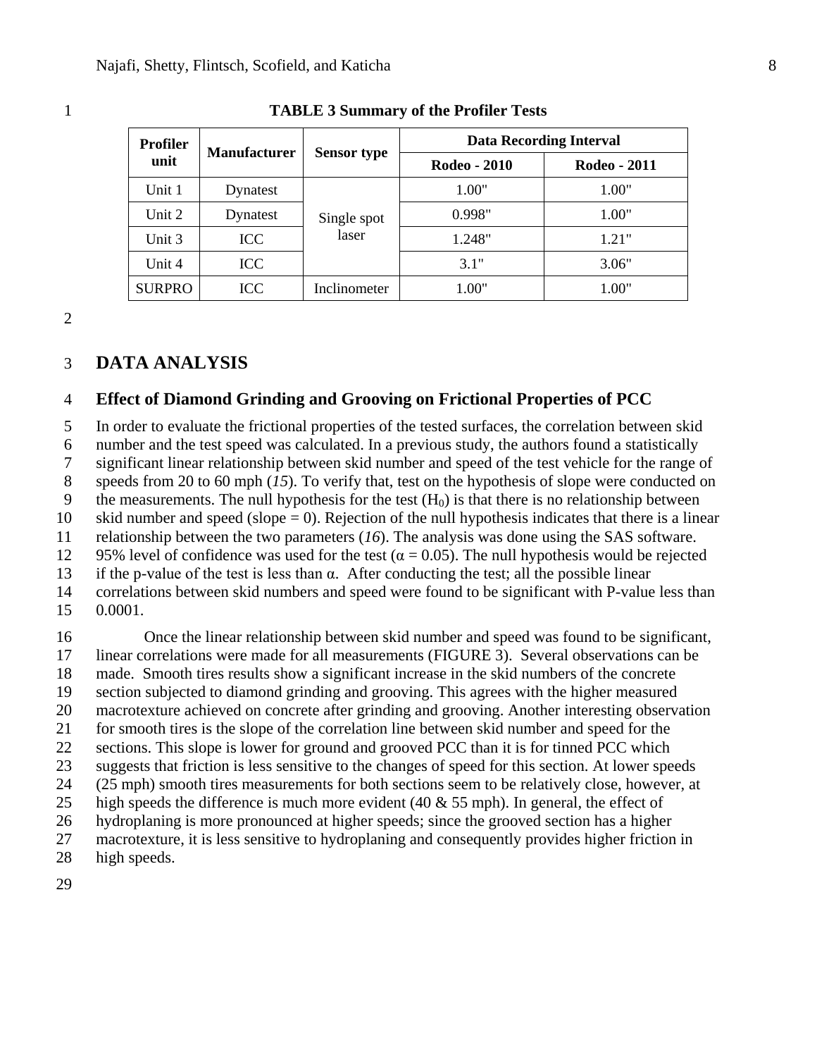**TABLE 3 Summary of the Profiler Tests**

| Profiler unit | Manufacturer | Sensor type | Data Recording Interval | |
|---|---|---|---|---|
| | | | Rodeo - 2010 | Rodeo - 2011 |
| Unit 1 | Dynatest | Single spot laser | 1.00" | 1.00" |
| Unit 2 | Dynatest | | 0.998" | 1.00" |
| Unit 3 | ICC | | 1.248" | 1.21" |
| Unit 4 | ICC | | 3.1" | 3.06" |
| SURPRO | ICC | Inclinometer | 1.00" | 1.00" |

# DATA ANALYSIS

## Effect of Diamond Grinding and Grooving on Frictional Properties of PCC

In order to evaluate the frictional properties of the tested surfaces, the correlation between skid number and the test speed was calculated. In a previous study, the authors found a statistically significant linear relationship between skid number and speed of the test vehicle for the range of speeds from 20 to 60 mph (*15*). To verify that, test on the hypothesis of slope were conducted on the measurements. The null hypothesis for the test ($H_0$) is that there is no relationship between skid number and speed (slope = 0). Rejection of the null hypothesis indicates that there is a linear relationship between the two parameters (*16*). The analysis was done using the SAS software. 95% level of confidence was used for the test ($\alpha = 0.05$). The null hypothesis would be rejected if the p-value of the test is less than $\alpha$. After conducting the test; all the possible linear correlations between skid numbers and speed were found to be significant with P-value less than 0.0001.

Once the linear relationship between skid number and speed was found to be significant, linear correlations were made for all measurements (FIGURE 3). Several observations can be made. Smooth tires results show a significant increase in the skid numbers of the concrete section subjected to diamond grinding and grooving. This agrees with the higher measured macrotexture achieved on concrete after grinding and grooving. Another interesting observation for smooth tires is the slope of the correlation line between skid number and speed for the sections. This slope is lower for ground and grooved PCC than it is for tinned PCC which suggests that friction is less sensitive to the changes of speed for this section. At lower speeds (25 mph) smooth tires measurements for both sections seem to be relatively close, however, at high speeds the difference is much more evident (40 & 55 mph). In general, the effect of hydroplaning is more pronounced at higher speeds; since the grooved section has a higher macrotexture, it is less sensitive to hydroplaning and consequently provides higher friction in high speeds.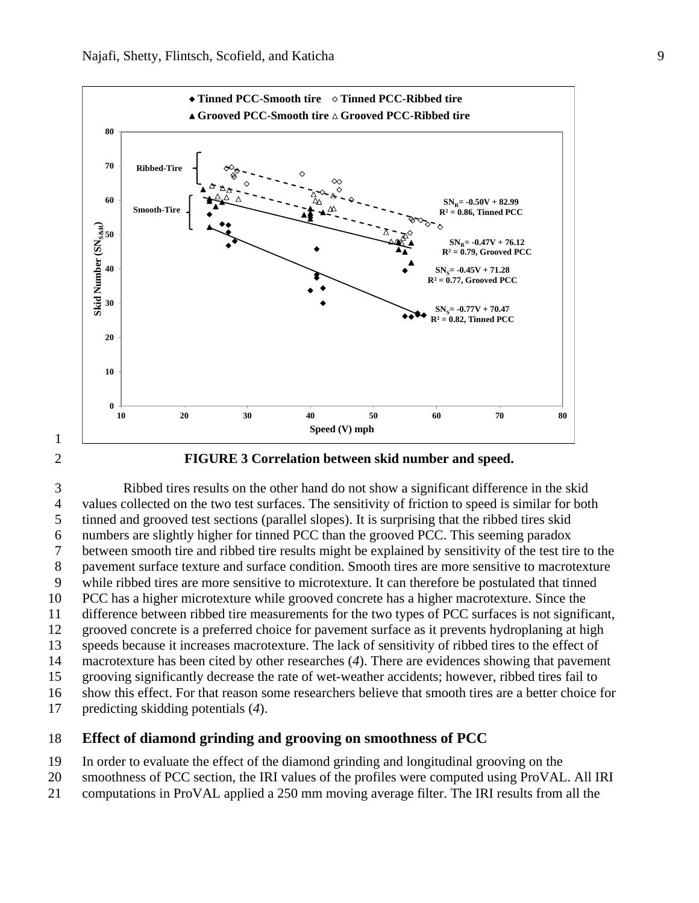FIGURE 3 Correlation between skid number and speed.

Ribbed tires results on the other hand do not show a significant difference in the skid values collected on the two test surfaces. The sensitivity of friction to speed is similar for both tinned and grooved test sections (parallel slopes). It is surprising that the ribbed tires skid numbers are slightly higher for tinned PCC than the grooved PCC. This seeming paradox between smooth tire and ribbed tire results might be explained by sensitivity of the test tire to the pavement surface texture and surface condition. Smooth tires are more sensitive to macrotexture while ribbed tires are more sensitive to microtexture. It can therefore be postulated that tinned PCC has a higher microtexture while grooved concrete has a higher macrotexture. Since the difference between ribbed tire measurements for the two types of PCC surfaces is not significant, grooved concrete is a preferred choice for pavement surface as it prevents hydroplaning at high speeds because it increases macrotexture. The lack of sensitivity of ribbed tires to the effect of macrotexture has been cited by other researches (*4*). There are evidences showing that pavement grooving significantly decrease the rate of wet-weather accidents; however, ribbed tires fail to show this effect. For that reason some researchers believe that smooth tires are a better choice for predicting skidding potentials (*4*).

## Effect of diamond grinding and grooving on smoothness of PCC

In order to evaluate the effect of the diamond grinding and longitudinal grooving on the smoothness of PCC section, the IRI values of the profiles were computed using ProVAL. All IRI computations in ProVAL applied a 250 mm moving average filter. The IRI results from all the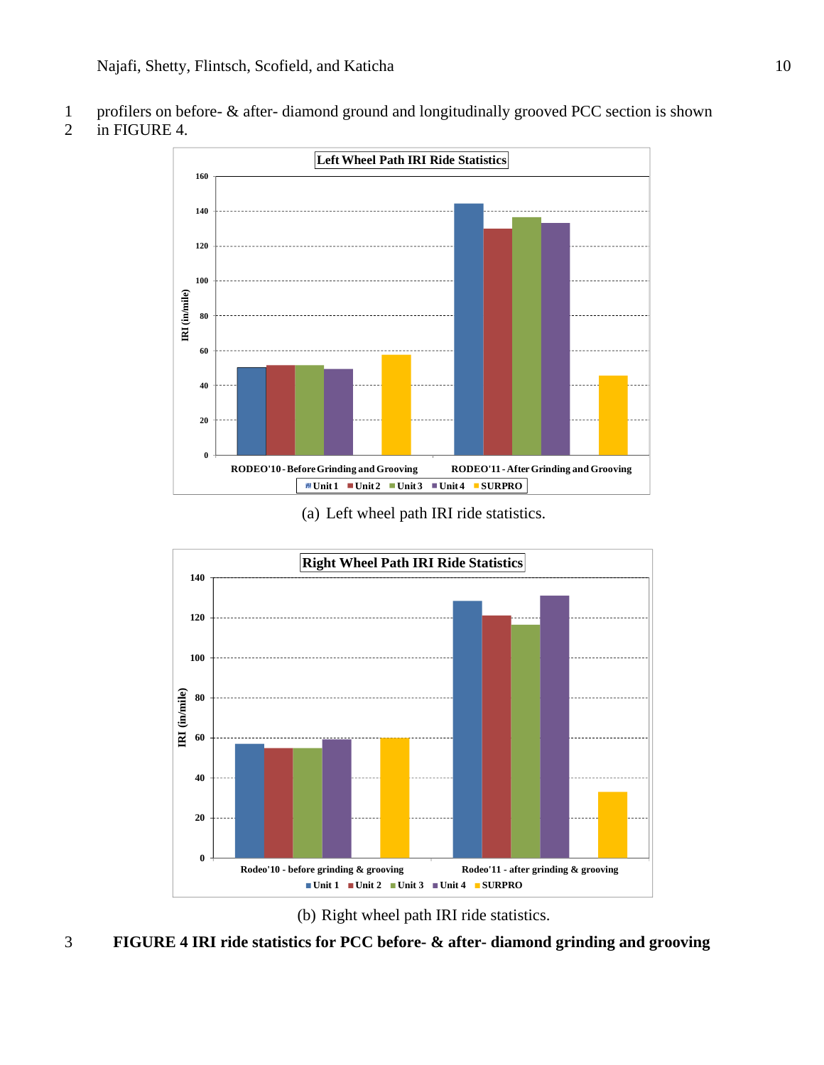profilers on before- & after- diamond ground and longitudinally grooved PCC section is shown in FIGURE 4.

(a) Left wheel path IRI ride statistics.

(b) Right wheel path IRI ride statistics.

**FIGURE 4 IRI ride statistics for PCC before- & after- diamond grinding and grooving**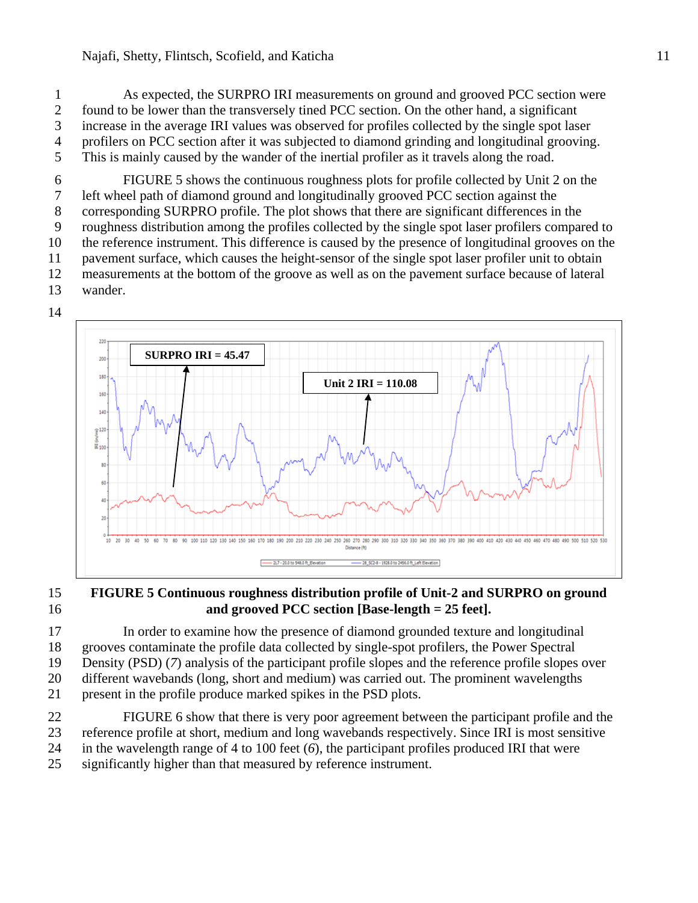As expected, the SURPRO IRI measurements on ground and grooved PCC section were found to be lower than the transversely tined PCC section. On the other hand, a significant increase in the average IRI values was observed for profiles collected by the single spot laser profilers on PCC section after it was subjected to diamond grinding and longitudinal grooving. This is mainly caused by the wander of the inertial profiler as it travels along the road.

FIGURE 5 shows the continuous roughness plots for profile collected by Unit 2 on the left wheel path of diamond ground and longitudinally grooved PCC section against the corresponding SURPRO profile. The plot shows that there are significant differences in the roughness distribution among the profiles collected by the single spot laser profilers compared to the reference instrument. This difference is caused by the presence of longitudinal grooves on the pavement surface, which causes the height-sensor of the single spot laser profiler unit to obtain measurements at the bottom of the groove as well as on the pavement surface because of lateral wander.

**FIGURE 5 Continuous roughness distribution profile of Unit-2 and SURPRO on ground and grooved PCC section [Base-length = 25 feet].**

In order to examine how the presence of diamond grounded texture and longitudinal grooves contaminate the profile data collected by single-spot profilers, the Power Spectral Density (PSD) (*7*) analysis of the participant profile slopes and the reference profile slopes over different wavebands (long, short and medium) was carried out. The prominent wavelengths present in the profile produce marked spikes in the PSD plots.

FIGURE 6 show that there is very poor agreement between the participant profile and the reference profile at short, medium and long wavebands respectively. Since IRI is most sensitive in the wavelength range of 4 to 100 feet (*6*), the participant profiles produced IRI that were significantly higher than that measured by reference instrument.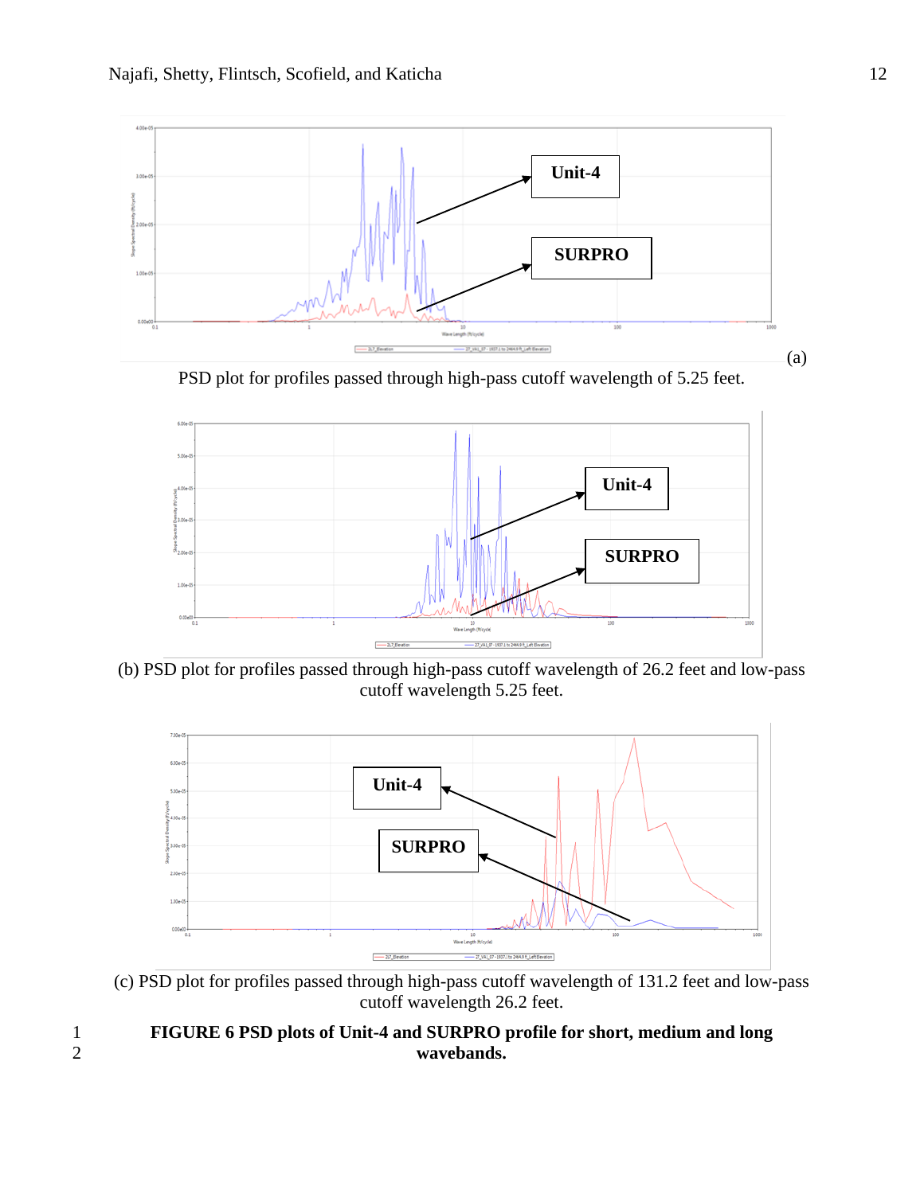(a)

PSD plot for profiles passed through high-pass cutoff wavelength of 5.25 feet.

(b) PSD plot for profiles passed through high-pass cutoff wavelength of 26.2 feet and low-pass cutoff wavelength 5.25 feet.

(c) PSD plot for profiles passed through high-pass cutoff wavelength of 131.2 feet and low-pass cutoff wavelength 26.2 feet.

**FIGURE 6 PSD plots of Unit-4 and SURPRO profile for short, medium and long wavebands.**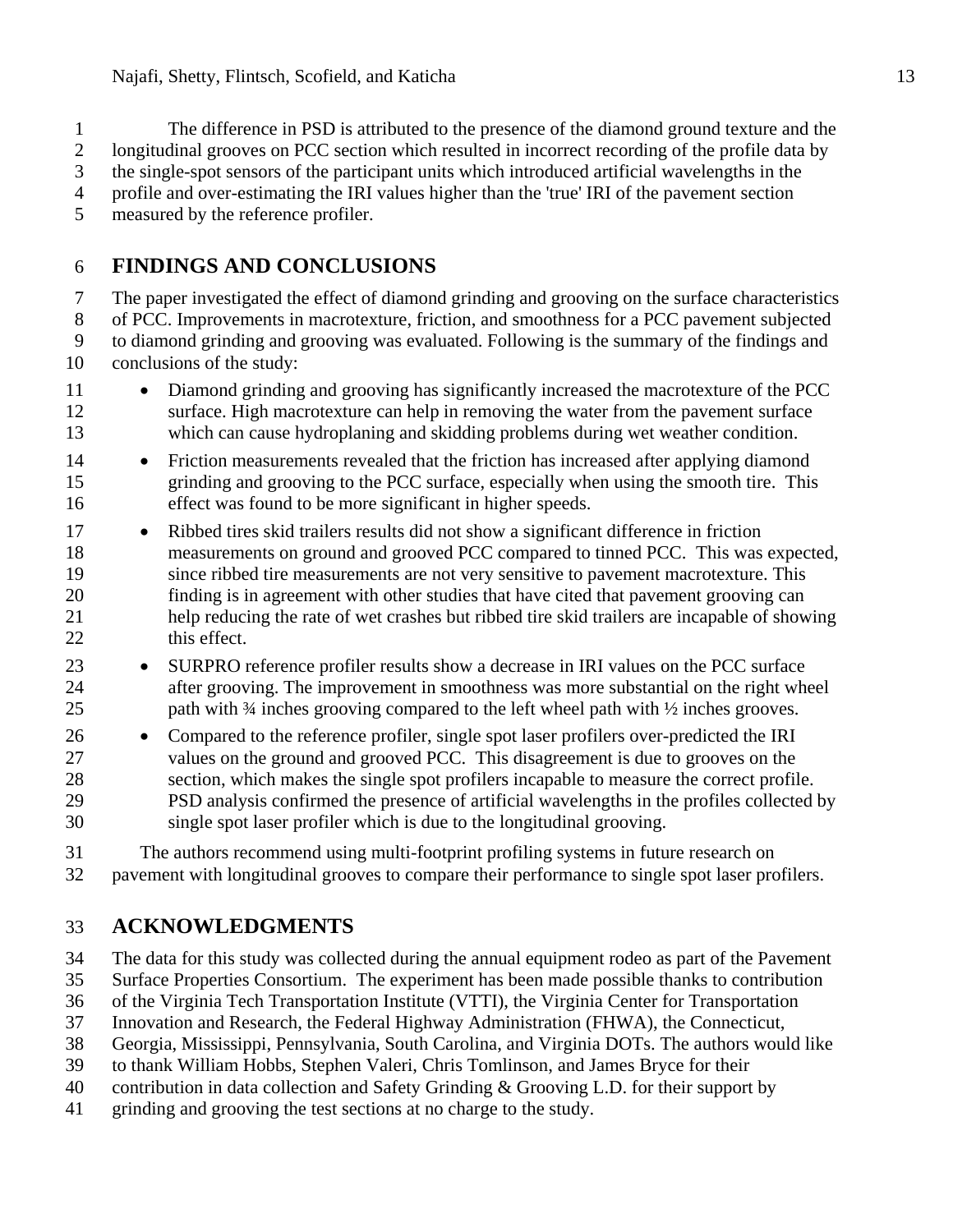The difference in PSD is attributed to the presence of the diamond ground texture and the longitudinal grooves on PCC section which resulted in incorrect recording of the profile data by the single-spot sensors of the participant units which introduced artificial wavelengths in the profile and over-estimating the IRI values higher than the 'true' IRI of the pavement section measured by the reference profiler.

# FINDINGS AND CONCLUSIONS

The paper investigated the effect of diamond grinding and grooving on the surface characteristics of PCC. Improvements in macrotexture, friction, and smoothness for a PCC pavement subjected to diamond grinding and grooving was evaluated. Following is the summary of the findings and conclusions of the study:

- Diamond grinding and grooving has significantly increased the macrotexture of the PCC surface. High macrotexture can help in removing the water from the pavement surface which can cause hydroplaning and skidding problems during wet weather condition.
- Friction measurements revealed that the friction has increased after applying diamond grinding and grooving to the PCC surface, especially when using the smooth tire. This effect was found to be more significant in higher speeds.
- Ribbed tires skid trailers results did not show a significant difference in friction measurements on ground and grooved PCC compared to tinned PCC. This was expected, since ribbed tire measurements are not very sensitive to pavement macrotexture. This finding is in agreement with other studies that have cited that pavement grooving can help reducing the rate of wet crashes but ribbed tire skid trailers are incapable of showing this effect.
- SURPRO reference profiler results show a decrease in IRI values on the PCC surface after grooving. The improvement in smoothness was more substantial on the right wheel path with ¾ inches grooving compared to the left wheel path with ½ inches grooves.
- Compared to the reference profiler, single spot laser profilers over-predicted the IRI values on the ground and grooved PCC. This disagreement is due to grooves on the section, which makes the single spot profilers incapable to measure the correct profile. PSD analysis confirmed the presence of artificial wavelengths in the profiles collected by single spot laser profiler which is due to the longitudinal grooving.

The authors recommend using multi-footprint profiling systems in future research on pavement with longitudinal grooves to compare their performance to single spot laser profilers.

# ACKNOWLEDGMENTS

The data for this study was collected during the annual equipment rodeo as part of the Pavement Surface Properties Consortium. The experiment has been made possible thanks to contribution of the Virginia Tech Transportation Institute (VTTI), the Virginia Center for Transportation Innovation and Research, the Federal Highway Administration (FHWA), the Connecticut, Georgia, Mississippi, Pennsylvania, South Carolina, and Virginia DOTs. The authors would like to thank William Hobbs, Stephen Valeri, Chris Tomlinson, and James Bryce for their contribution in data collection and Safety Grinding & Grooving L.D. for their support by grinding and grooving the test sections at no charge to the study.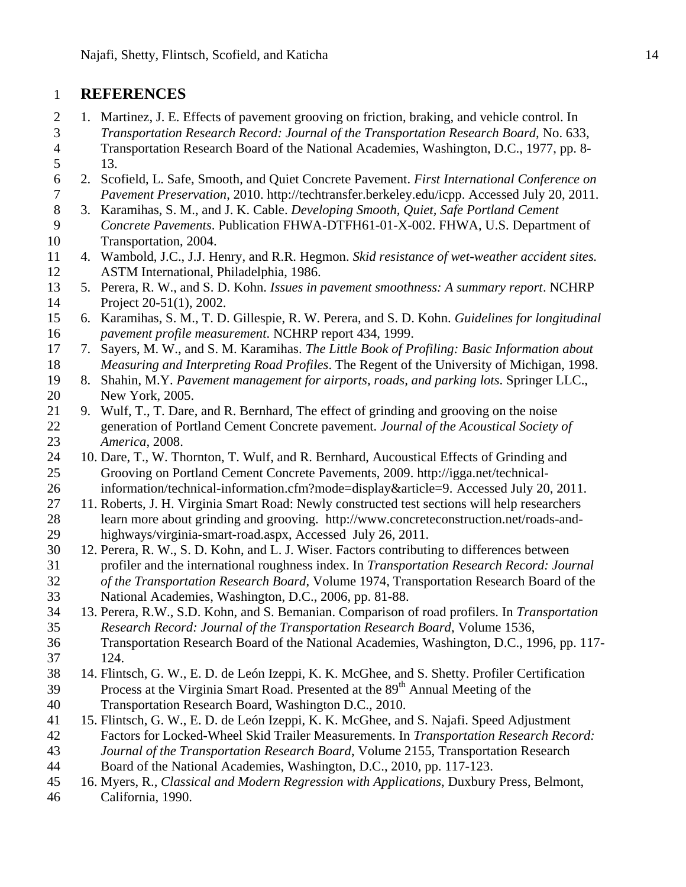# REFERENCES

1. Martinez, J. E. Effects of pavement grooving on friction, braking, and vehicle control. In *Transportation Research Record: Journal of the Transportation Research Board,* No. 633, Transportation Research Board of the National Academies, Washington, D.C., 1977, pp. 8-13.
2. Scofield, L. Safe, Smooth, and Quiet Concrete Pavement. *First International Conference on Pavement Preservation*, 2010. http://techtransfer.berkeley.edu/icpp. Accessed July 20, 2011.
3. Karamihas, S. M., and J. K. Cable. *Developing Smooth, Quiet, Safe Portland Cement Concrete Pavements*. Publication FHWA-DTFH61-01-X-002. FHWA, U.S. Department of Transportation, 2004.
4. Wambold, J.C., J.J. Henry, and R.R. Hegmon. *Skid resistance of wet-weather accident sites.* ASTM International, Philadelphia, 1986.
5. Perera, R. W., and S. D. Kohn. *Issues in pavement smoothness: A summary report*. NCHRP Project 20-51(1), 2002.
6. Karamihas, S. M., T. D. Gillespie, R. W. Perera, and S. D. Kohn. *Guidelines for longitudinal pavement profile measurement*. NCHRP report 434, 1999.
7. Sayers, M. W., and S. M. Karamihas. *The Little Book of Profiling: Basic Information about Measuring and Interpreting Road Profiles*. The Regent of the University of Michigan, 1998.
8. Shahin, M.Y. *Pavement management for airports, roads, and parking lots*. Springer LLC., New York, 2005.
9. Wulf, T., T. Dare, and R. Bernhard, The effect of grinding and grooving on the noise generation of Portland Cement Concrete pavement. *Journal of the Acoustical Society of America*, 2008.
10. Dare, T., W. Thornton, T. Wulf, and R. Bernhard, Aucoustical Effects of Grinding and Grooving on Portland Cement Concrete Pavements, 2009. http://igga.net/technical-information/technical-information.cfm?mode=display&article=9. Accessed July 20, 2011.
11. Roberts, J. H. Virginia Smart Road: Newly constructed test sections will help researchers learn more about grinding and grooving. http://www.concreteconstruction.net/roads-and-highways/virginia-smart-road.aspx, Accessed July 26, 2011.
12. Perera, R. W., S. D. Kohn, and L. J. Wiser. Factors contributing to differences between profiler and the international roughness index. In *Transportation Research Record: Journal of the Transportation Research Board*, Volume 1974, Transportation Research Board of the National Academies, Washington, D.C., 2006, pp. 81-88.
13. Perera, R.W., S.D. Kohn, and S. Bemanian. Comparison of road profilers. In *Transportation Research Record: Journal of the Transportation Research Board*, Volume 1536, Transportation Research Board of the National Academies, Washington, D.C., 1996, pp. 117-124.
14. Flintsch, G. W., E. D. de León Izeppi, K. K. McGhee, and S. Shetty. Profiler Certification Process at the Virginia Smart Road. Presented at the 89th Annual Meeting of the Transportation Research Board, Washington D.C., 2010.
15. Flintsch, G. W., E. D. de León Izeppi, K. K. McGhee, and S. Najafi. Speed Adjustment Factors for Locked-Wheel Skid Trailer Measurements. In *Transportation Research Record: Journal of the Transportation Research Board*, Volume 2155, Transportation Research Board of the National Academies, Washington, D.C., 2010, pp. 117-123.
16. Myers, R., *Classical and Modern Regression with Applications*, Duxbury Press, Belmont, California, 1990.